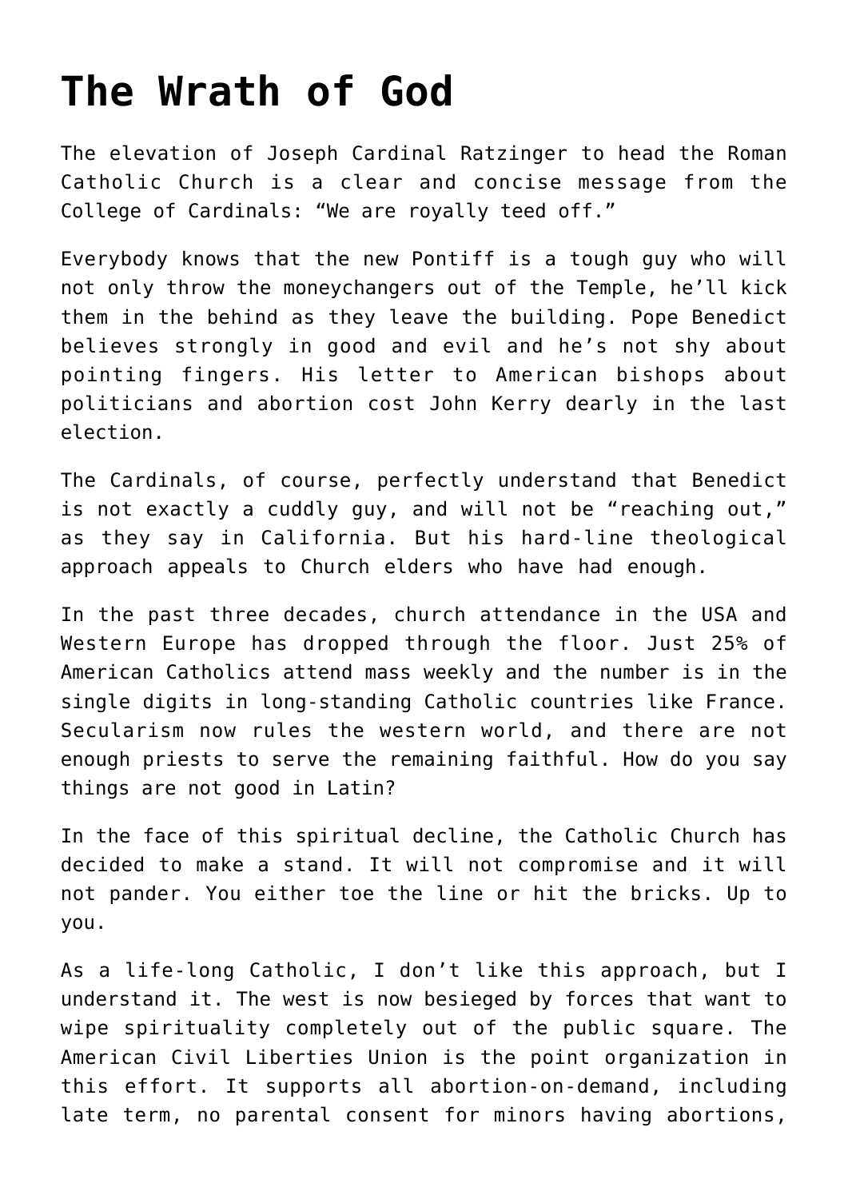# The Wrath of God

The elevation of Joseph Cardinal Ratzinger to head the Roman Catholic Church is a clear and concise message from the College of Cardinals: "We are royally teed off."

Everybody knows that the new Pontiff is a tough guy who will not only throw the moneychangers out of the Temple, he'll kick them in the behind as they leave the building. Pope Benedict believes strongly in good and evil and he's not shy about pointing fingers. His letter to American bishops about politicians and abortion cost John Kerry dearly in the last election.

The Cardinals, of course, perfectly understand that Benedict is not exactly a cuddly guy, and will not be "reaching out," as they say in California. But his hard-line theological approach appeals to Church elders who have had enough.

In the past three decades, church attendance in the USA and Western Europe has dropped through the floor. Just 25% of American Catholics attend mass weekly and the number is in the single digits in long-standing Catholic countries like France. Secularism now rules the western world, and there are not enough priests to serve the remaining faithful. How do you say things are not good in Latin?

In the face of this spiritual decline, the Catholic Church has decided to make a stand. It will not compromise and it will not pander. You either toe the line or hit the bricks. Up to you.

As a life-long Catholic, I don't like this approach, but I understand it. The west is now besieged by forces that want to wipe spirituality completely out of the public square. The American Civil Liberties Union is the point organization in this effort. It supports all abortion-on-demand, including late term, no parental consent for minors having abortions,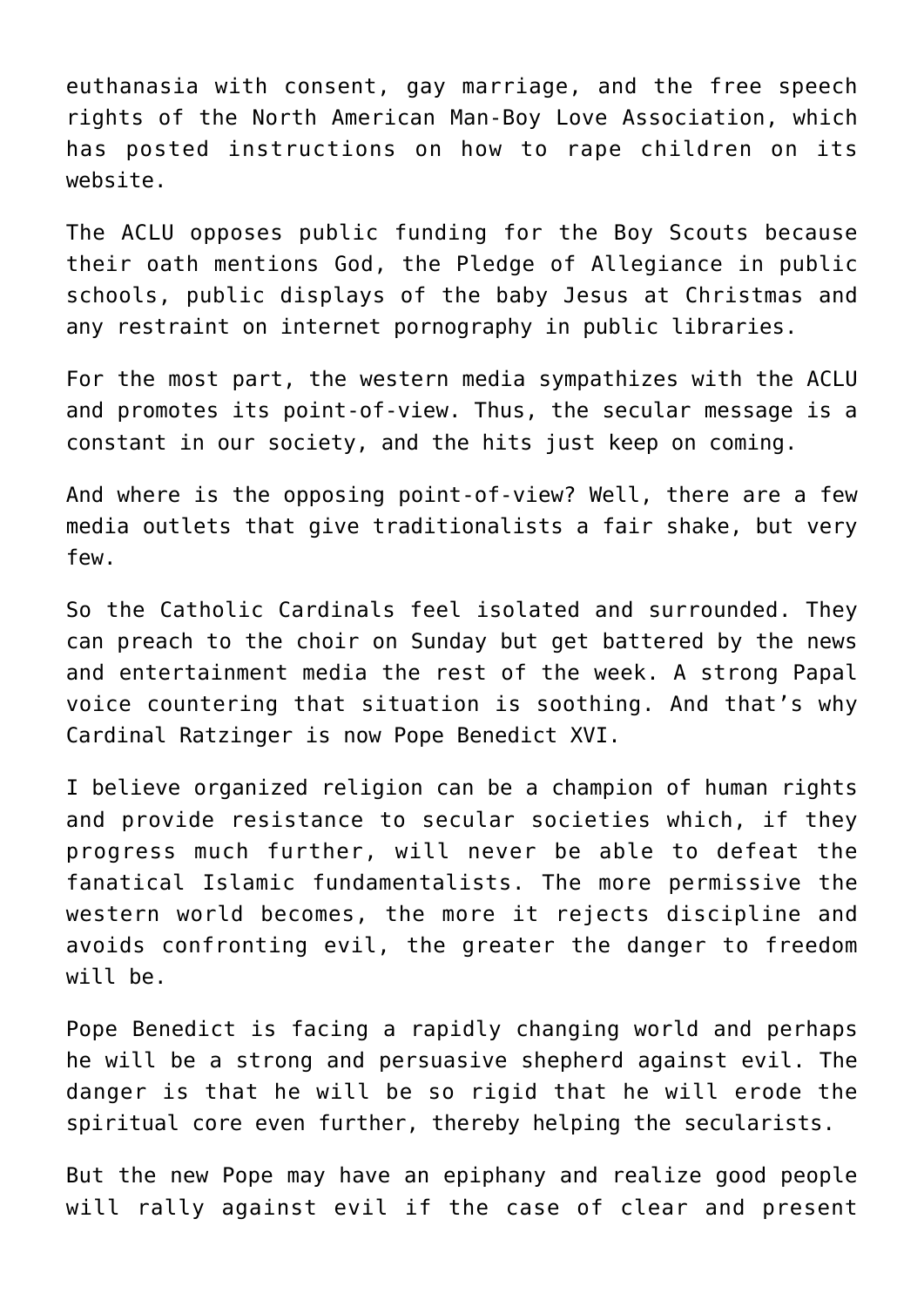euthanasia with consent, gay marriage, and the free speech rights of the North American Man-Boy Love Association, which has posted instructions on how to rape children on its website.

The ACLU opposes public funding for the Boy Scouts because their oath mentions God, the Pledge of Allegiance in public schools, public displays of the baby Jesus at Christmas and any restraint on internet pornography in public libraries.

For the most part, the western media sympathizes with the ACLU and promotes its point-of-view. Thus, the secular message is a constant in our society, and the hits just keep on coming.

And where is the opposing point-of-view? Well, there are a few media outlets that give traditionalists a fair shake, but very few.

So the Catholic Cardinals feel isolated and surrounded. They can preach to the choir on Sunday but get battered by the news and entertainment media the rest of the week. A strong Papal voice countering that situation is soothing. And that's why Cardinal Ratzinger is now Pope Benedict XVI.

I believe organized religion can be a champion of human rights and provide resistance to secular societies which, if they progress much further, will never be able to defeat the fanatical Islamic fundamentalists. The more permissive the western world becomes, the more it rejects discipline and avoids confronting evil, the greater the danger to freedom will be.

Pope Benedict is facing a rapidly changing world and perhaps he will be a strong and persuasive shepherd against evil. The danger is that he will be so rigid that he will erode the spiritual core even further, thereby helping the secularists.

But the new Pope may have an epiphany and realize good people will rally against evil if the case of clear and present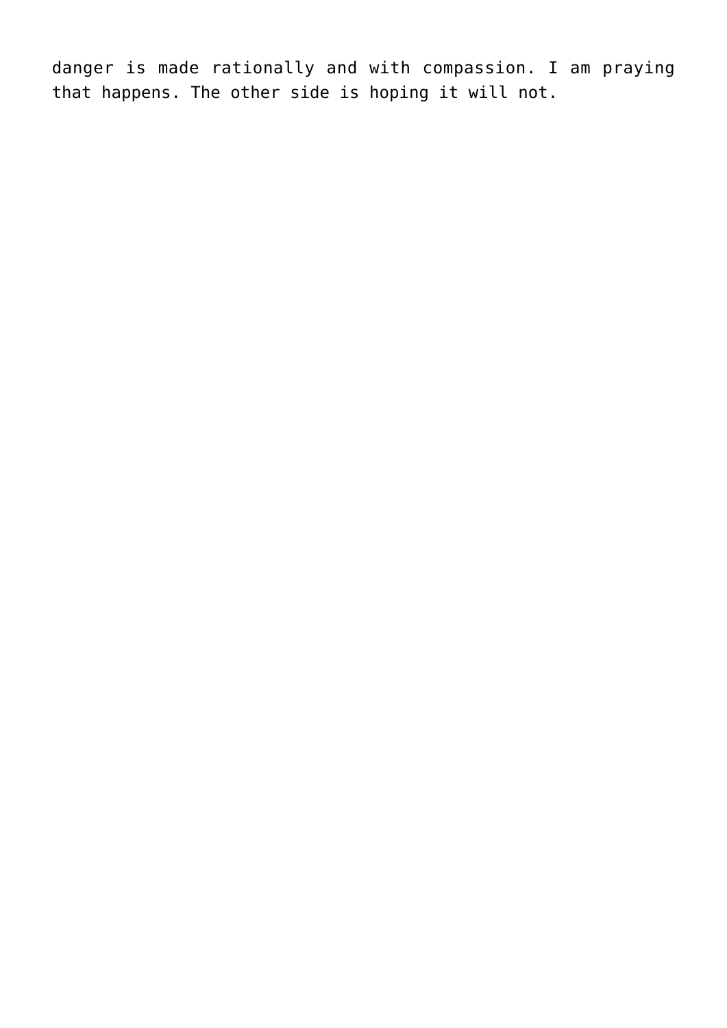danger is made rationally and with compassion. I am praying that happens. The other side is hoping it will not.